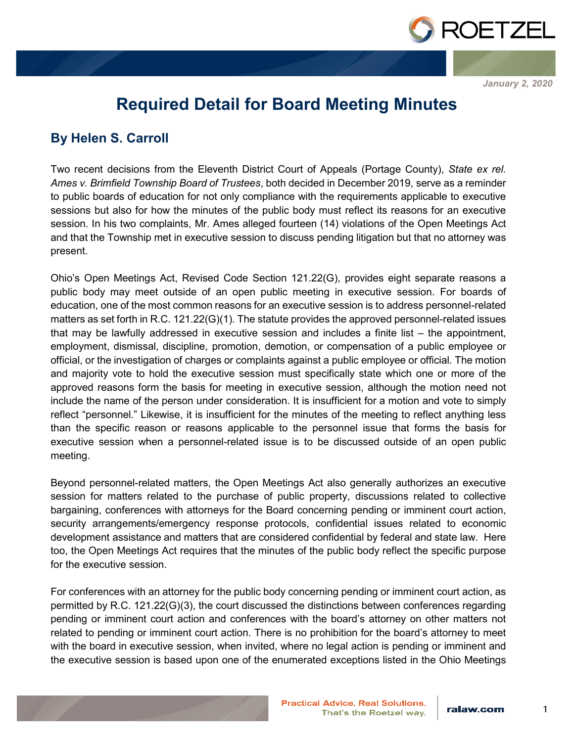January 2, 2020

# Required Detail for Board Meeting Minutes

## By Helen S. Carroll

Two recent decisions from the Eleventh District Court of Appeals (Portage County), *State ex rel. Ames v. Brimfield Township Board of Trustees*, both decided in December 2019, serve as a reminder to public boards of education for not only compliance with the requirements applicable to executive sessions but also for how the minutes of the public body must reflect its reasons for an executive session. In his two complaints, Mr. Ames alleged fourteen (14) violations of the Open Meetings Act and that the Township met in executive session to discuss pending litigation but that no attorney was present.

Ohio's Open Meetings Act, Revised Code Section 121.22(G), provides eight separate reasons a public body may meet outside of an open public meeting in executive session. For boards of education, one of the most common reasons for an executive session is to address personnel-related matters as set forth in R.C. 121.22(G)(1). The statute provides the approved personnel-related issues that may be lawfully addressed in executive session and includes a finite list – the appointment, employment, dismissal, discipline, promotion, demotion, or compensation of a public employee or official, or the investigation of charges or complaints against a public employee or official. The motion and majority vote to hold the executive session must specifically state which one or more of the approved reasons form the basis for meeting in executive session, although the motion need not include the name of the person under consideration. It is insufficient for a motion and vote to simply reflect "personnel." Likewise, it is insufficient for the minutes of the meeting to reflect anything less than the specific reason or reasons applicable to the personnel issue that forms the basis for executive session when a personnel-related issue is to be discussed outside of an open public meeting.

Beyond personnel-related matters, the Open Meetings Act also generally authorizes an executive session for matters related to the purchase of public property, discussions related to collective bargaining, conferences with attorneys for the Board concerning pending or imminent court action, security arrangements/emergency response protocols, confidential issues related to economic development assistance and matters that are considered confidential by federal and state law. Here too, the Open Meetings Act requires that the minutes of the public body reflect the specific purpose for the executive session.

For conferences with an attorney for the public body concerning pending or imminent court action, as permitted by R.C. 121.22(G)(3), the court discussed the distinctions between conferences regarding pending or imminent court action and conferences with the board's attorney on other matters not related to pending or imminent court action. There is no prohibition for the board's attorney to meet with the board in executive session, when invited, where no legal action is pending or imminent and the executive session is based upon one of the enumerated exceptions listed in the Ohio Meetings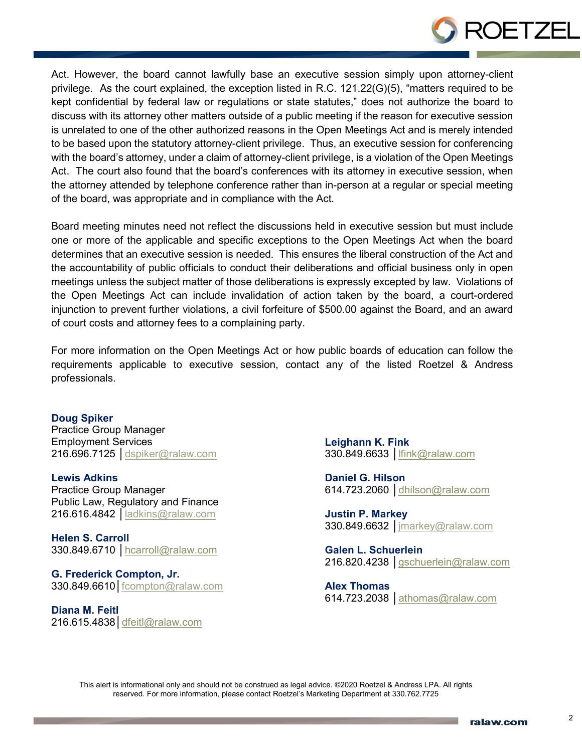Act. However, the board cannot lawfully base an executive session simply upon attorney-client privilege. As the court explained, the exception listed in R.C. 121.22(G)(5), “matters required to be kept confidential by federal law or regulations or state statutes,” does not authorize the board to discuss with its attorney other matters outside of a public meeting if the reason for executive session is unrelated to one of the other authorized reasons in the Open Meetings Act and is merely intended to be based upon the statutory attorney-client privilege. Thus, an executive session for conferencing with the board’s attorney, under a claim of attorney-client privilege, is a violation of the Open Meetings Act. The court also found that the board’s conferences with its attorney in executive session, when the attorney attended by telephone conference rather than in-person at a regular or special meeting of the board, was appropriate and in compliance with the Act.

Board meeting minutes need not reflect the discussions held in executive session but must include one or more of the applicable and specific exceptions to the Open Meetings Act when the board determines that an executive session is needed. This ensures the liberal construction of the Act and the accountability of public officials to conduct their deliberations and official business only in open meetings unless the subject matter of those deliberations is expressly excepted by law. Violations of the Open Meetings Act can include invalidation of action taken by the board, a court-ordered injunction to prevent further violations, a civil forfeiture of $500.00 against the Board, and an award of court costs and attorney fees to a complaining party.

For more information on the Open Meetings Act or how public boards of education can follow the requirements applicable to executive session, contact any of the listed Roetzel & Andress professionals.

**Doug Spiker**
Practice Group Manager
Employment Services
216.696.7125 | dspiker@ralaw.com

**Lewis Adkins**
Practice Group Manager
Public Law, Regulatory and Finance
216.616.4842 | ladkins@ralaw.com

**Helen S. Carroll**
330.849.6710 | hcarroll@ralaw.com

**G. Frederick Compton, Jr.**
330.849.6610 | fcompton@ralaw.com

**Diana M. Feitl**
216.615.4838 | dfeitl@ralaw.com

**Leighann K. Fink**
330.849.6633 | lfink@ralaw.com

**Daniel G. Hilson**
614.723.2060 | dhilson@ralaw.com

**Justin P. Markey**
330.849.6632 | jmarkey@ralaw.com

**Galen L. Schuerlein**
216.820.4238 | gschuerlein@ralaw.com

**Alex Thomas**
614.723.2038 | athomas@ralaw.com

This alert is informational only and should not be construed as legal advice. ©2020 Roetzel & Andress LPA. All rights reserved. For more information, please contact Roetzel’s Marketing Department at 330.762.7725